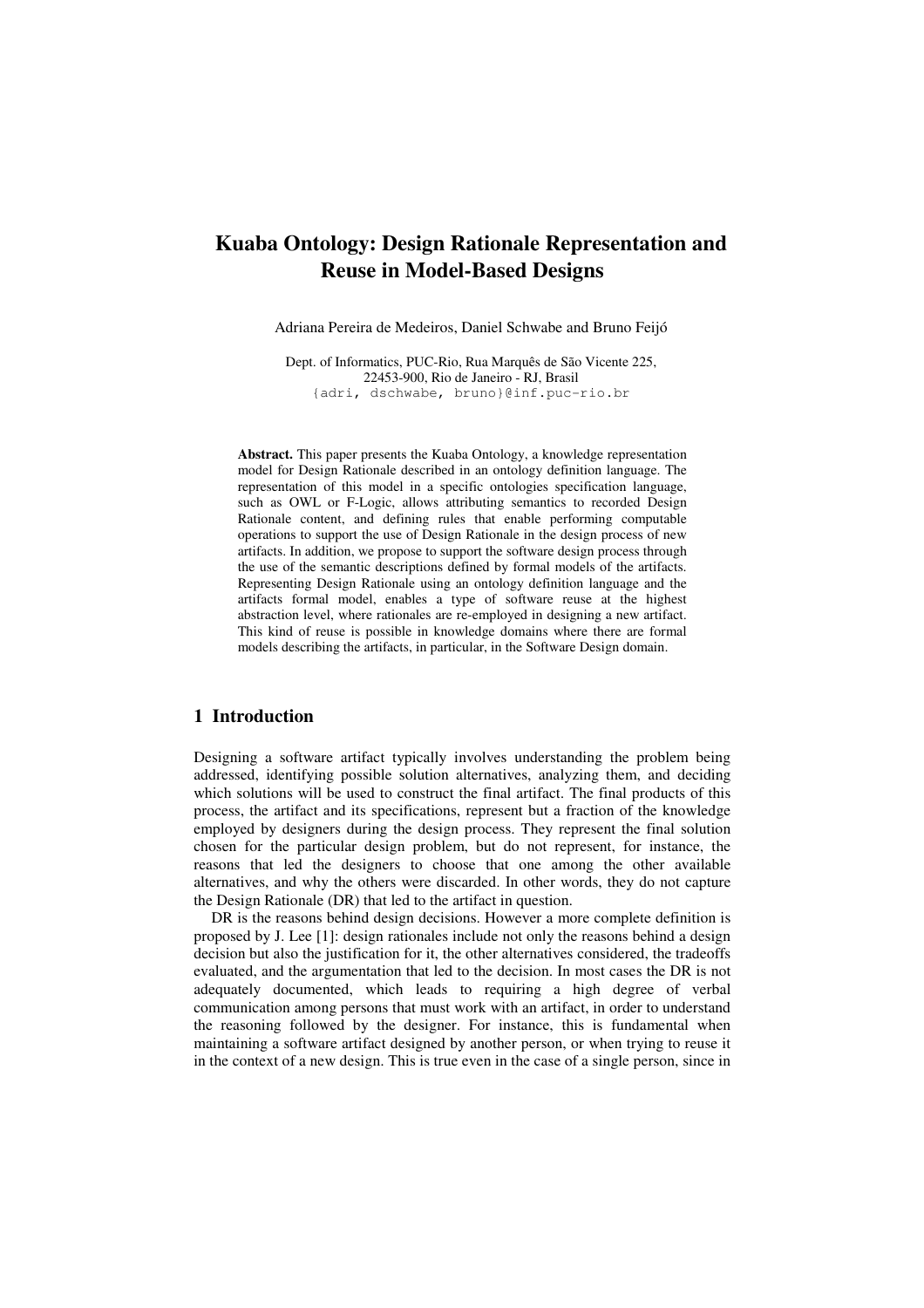# Kuaba Ontology: Design Rationale Representation and Reuse in Model-Based Designs

Adriana Pereira de Medeiros, Daniel Schwabe and Bruno Feijó

Dept. of Informatics, PUC-Rio, Rua Marquês de São Vicente 225,
22453-900, Rio de Janeiro - RJ, Brasil
{adri, dschwabe, bruno}@inf.puc-rio.br

**Abstract.** This paper presents the Kuaba Ontology, a knowledge representation model for Design Rationale described in an ontology definition language. The representation of this model in a specific ontologies specification language, such as OWL or F-Logic, allows attributing semantics to recorded Design Rationale content, and defining rules that enable performing computable operations to support the use of Design Rationale in the design process of new artifacts. In addition, we propose to support the software design process through the use of the semantic descriptions defined by formal models of the artifacts. Representing Design Rationale using an ontology definition language and the artifacts formal model, enables a type of software reuse at the highest abstraction level, where rationales are re-employed in designing a new artifact. This kind of reuse is possible in knowledge domains where there are formal models describing the artifacts, in particular, in the Software Design domain.

## 1 Introduction

Designing a software artifact typically involves understanding the problem being addressed, identifying possible solution alternatives, analyzing them, and deciding which solutions will be used to construct the final artifact. The final products of this process, the artifact and its specifications, represent but a fraction of the knowledge employed by designers during the design process. They represent the final solution chosen for the particular design problem, but do not represent, for instance, the reasons that led the designers to choose that one among the other available alternatives, and why the others were discarded. In other words, they do not capture the Design Rationale (DR) that led to the artifact in question.

DR is the reasons behind design decisions. However a more complete definition is proposed by J. Lee [1]: design rationales include not only the reasons behind a design decision but also the justification for it, the other alternatives considered, the tradeoffs evaluated, and the argumentation that led to the decision. In most cases the DR is not adequately documented, which leads to requiring a high degree of verbal communication among persons that must work with an artifact, in order to understand the reasoning followed by the designer. For instance, this is fundamental when maintaining a software artifact designed by another person, or when trying to reuse it in the context of a new design. This is true even in the case of a single person, since in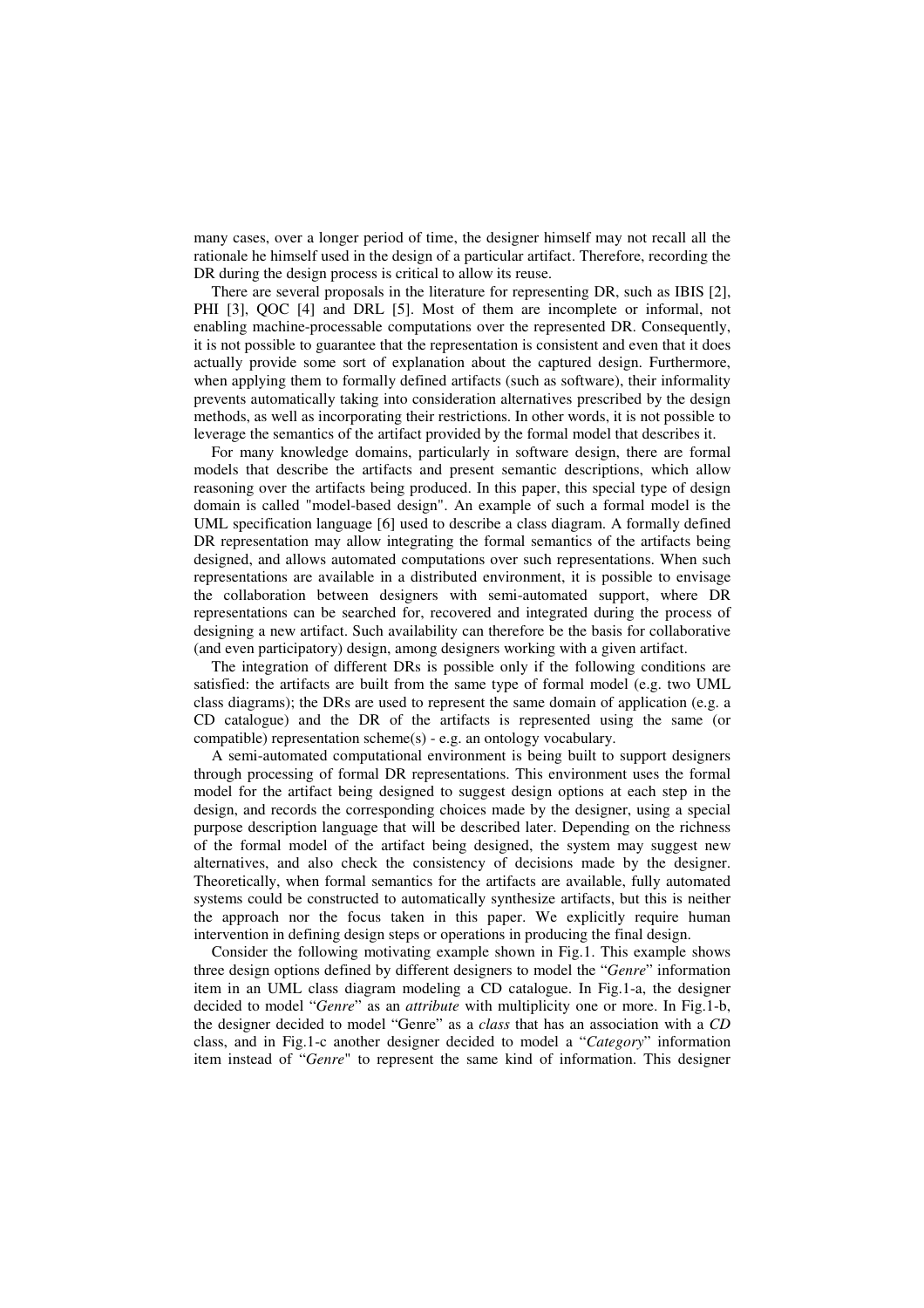many cases, over a longer period of time, the designer himself may not recall all the rationale he himself used in the design of a particular artifact. Therefore, recording the DR during the design process is critical to allow its reuse.

There are several proposals in the literature for representing DR, such as IBIS [2], PHI [3], QOC [4] and DRL [5]. Most of them are incomplete or informal, not enabling machine-processable computations over the represented DR. Consequently, it is not possible to guarantee that the representation is consistent and even that it does actually provide some sort of explanation about the captured design. Furthermore, when applying them to formally defined artifacts (such as software), their informality prevents automatically taking into consideration alternatives prescribed by the design methods, as well as incorporating their restrictions. In other words, it is not possible to leverage the semantics of the artifact provided by the formal model that describes it.

For many knowledge domains, particularly in software design, there are formal models that describe the artifacts and present semantic descriptions, which allow reasoning over the artifacts being produced. In this paper, this special type of design domain is called "model-based design". An example of such a formal model is the UML specification language [6] used to describe a class diagram. A formally defined DR representation may allow integrating the formal semantics of the artifacts being designed, and allows automated computations over such representations. When such representations are available in a distributed environment, it is possible to envisage the collaboration between designers with semi-automated support, where DR representations can be searched for, recovered and integrated during the process of designing a new artifact. Such availability can therefore be the basis for collaborative (and even participatory) design, among designers working with a given artifact.

The integration of different DRs is possible only if the following conditions are satisfied: the artifacts are built from the same type of formal model (e.g. two UML class diagrams); the DRs are used to represent the same domain of application (e.g. a CD catalogue) and the DR of the artifacts is represented using the same (or compatible) representation scheme(s) - e.g. an ontology vocabulary.

A semi-automated computational environment is being built to support designers through processing of formal DR representations. This environment uses the formal model for the artifact being designed to suggest design options at each step in the design, and records the corresponding choices made by the designer, using a special purpose description language that will be described later. Depending on the richness of the formal model of the artifact being designed, the system may suggest new alternatives, and also check the consistency of decisions made by the designer. Theoretically, when formal semantics for the artifacts are available, fully automated systems could be constructed to automatically synthesize artifacts, but this is neither the approach nor the focus taken in this paper. We explicitly require human intervention in defining design steps or operations in producing the final design.

Consider the following motivating example shown in Fig.1. This example shows three design options defined by different designers to model the "*Genre*" information item in an UML class diagram modeling a CD catalogue. In Fig.1-a, the designer decided to model "*Genre*" as an *attribute* with multiplicity one or more. In Fig.1-b, the designer decided to model "Genre" as a *class* that has an association with a *CD* class, and in Fig.1-c another designer decided to model a "*Category*" information item instead of "*Genre*" to represent the same kind of information. This designer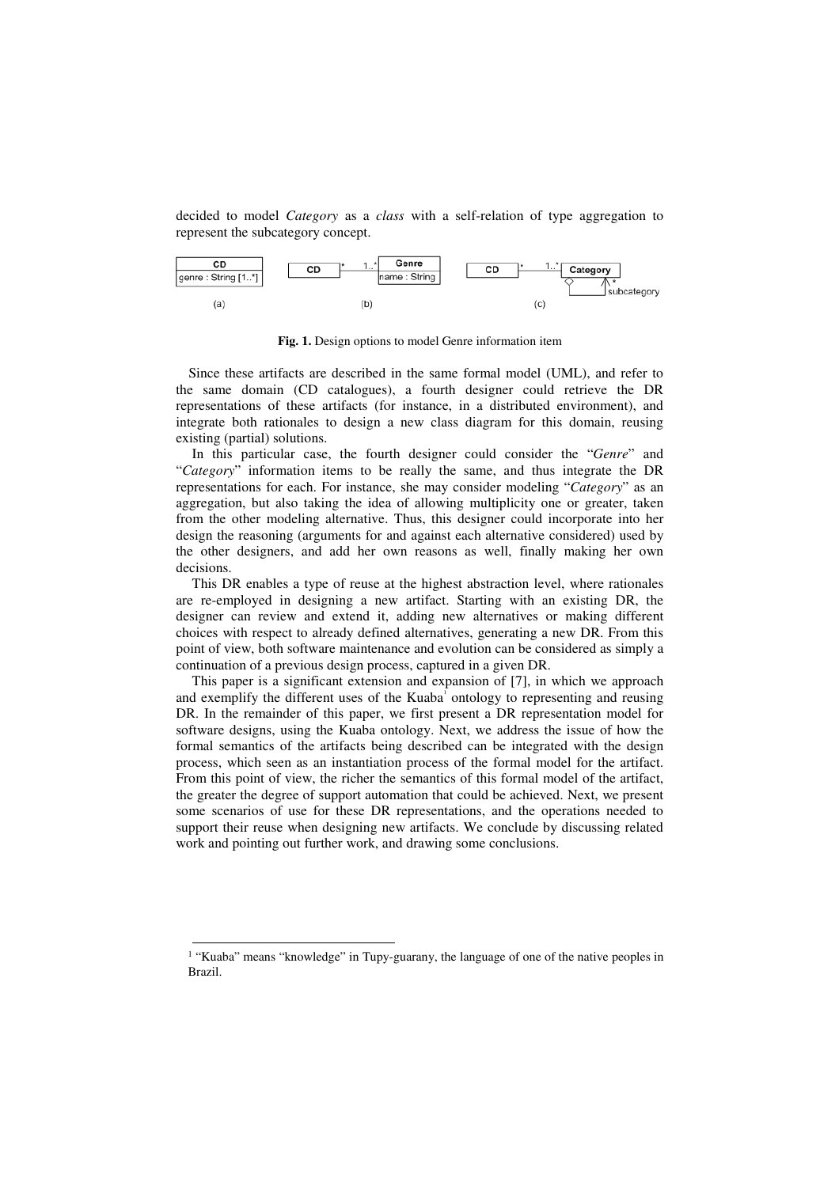decided to model *Category* as a *class* with a self-relation of type aggregation to represent the subcategory concept.

**Fig. 1.** Design options to model Genre information item

Since these artifacts are described in the same formal model (UML), and refer to the same domain (CD catalogues), a fourth designer could retrieve the DR representations of these artifacts (for instance, in a distributed environment), and integrate both rationales to design a new class diagram for this domain, reusing existing (partial) solutions.

In this particular case, the fourth designer could consider the "*Genre*" and "*Category*" information items to be really the same, and thus integrate the DR representations for each. For instance, she may consider modeling "*Category*" as an aggregation, but also taking the idea of allowing multiplicity one or greater, taken from the other modeling alternative. Thus, this designer could incorporate into her design the reasoning (arguments for and against each alternative considered) used by the other designers, and add her own reasons as well, finally making her own decisions.

This DR enables a type of reuse at the highest abstraction level, where rationales are re-employed in designing a new artifact. Starting with an existing DR, the designer can review and extend it, adding new alternatives or making different choices with respect to already defined alternatives, generating a new DR. From this point of view, both software maintenance and evolution can be considered as simply a continuation of a previous design process, captured in a given DR.

This paper is a significant extension and expansion of [7], in which we approach and exemplify the different uses of the Kuaba[1] ontology to representing and reusing DR. In the remainder of this paper, we first present a DR representation model for software designs, using the Kuaba ontology. Next, we address the issue of how the formal semantics of the artifacts being described can be integrated with the design process, which seen as an instantiation process of the formal model for the artifact. From this point of view, the richer the semantics of this formal model of the artifact, the greater the degree of support automation that could be achieved. Next, we present some scenarios of use for these DR representations, and the operations needed to support their reuse when designing new artifacts. We conclude by discussing related work and pointing out further work, and drawing some conclusions.

[1] "Kuaba" means "knowledge" in Tupy-guarany, the language of one of the native peoples in Brazil.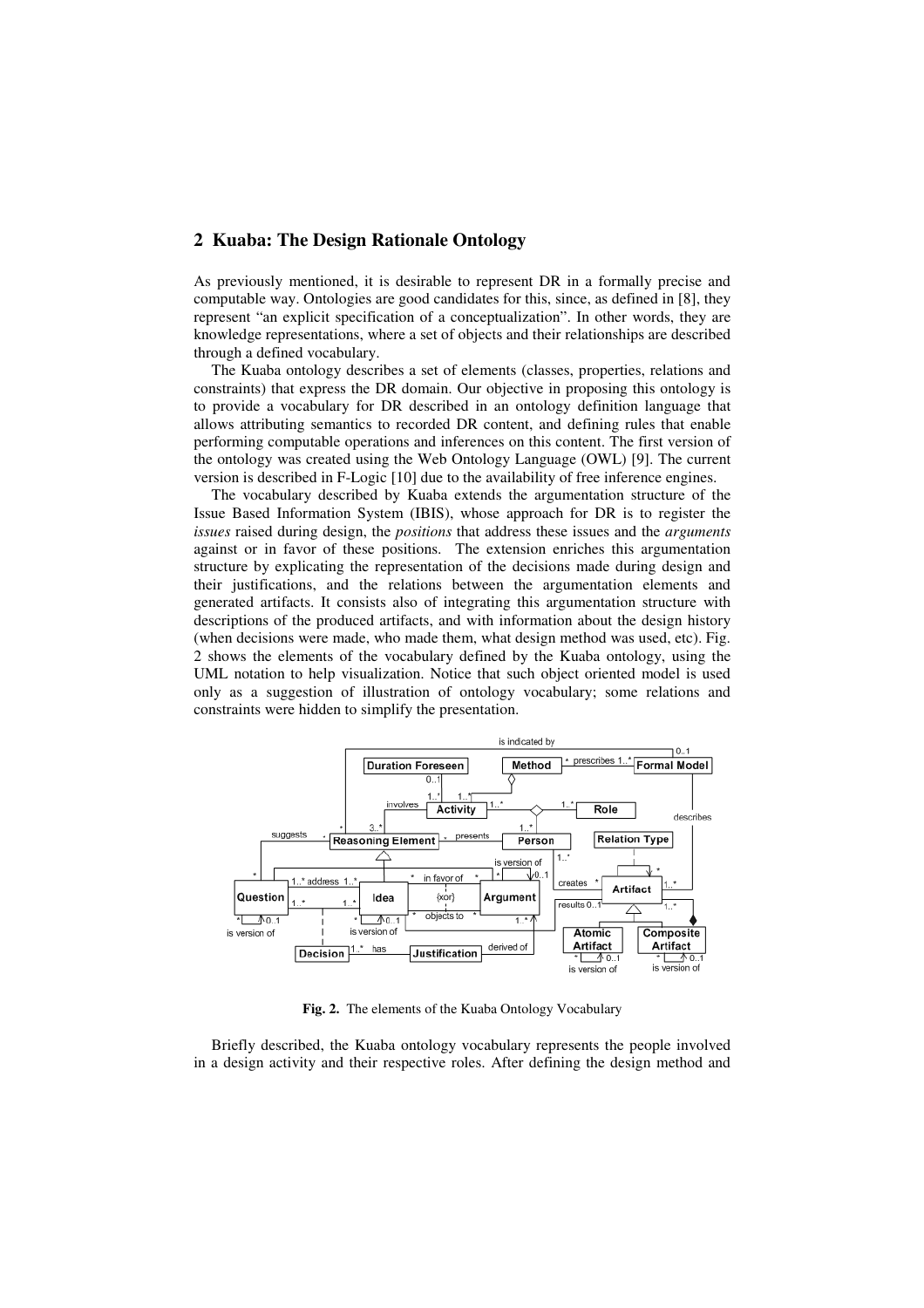## 2 Kuaba: The Design Rationale Ontology

As previously mentioned, it is desirable to represent DR in a formally precise and computable way. Ontologies are good candidates for this, since, as defined in [8], they represent "an explicit specification of a conceptualization". In other words, they are knowledge representations, where a set of objects and their relationships are described through a defined vocabulary.

The Kuaba ontology describes a set of elements (classes, properties, relations and constraints) that express the DR domain. Our objective in proposing this ontology is to provide a vocabulary for DR described in an ontology definition language that allows attributing semantics to recorded DR content, and defining rules that enable performing computable operations and inferences on this content. The first version of the ontology was created using the Web Ontology Language (OWL) [9]. The current version is described in F-Logic [10] due to the availability of free inference engines.

The vocabulary described by Kuaba extends the argumentation structure of the Issue Based Information System (IBIS), whose approach for DR is to register the *issues* raised during design, the *positions* that address these issues and the *arguments* against or in favor of these positions. The extension enriches this argumentation structure by explicating the representation of the decisions made during design and their justifications, and the relations between the argumentation elements and generated artifacts. It consists also of integrating this argumentation structure with descriptions of the produced artifacts, and with information about the design history (when decisions were made, who made them, what design method was used, etc). Fig. 2 shows the elements of the vocabulary defined by the Kuaba ontology, using the UML notation to help visualization. Notice that such object oriented model is used only as a suggestion of illustration of ontology vocabulary; some relations and constraints were hidden to simplify the presentation.

**Fig. 2.** The elements of the Kuaba Ontology Vocabulary

Briefly described, the Kuaba ontology vocabulary represents the people involved in a design activity and their respective roles. After defining the design method and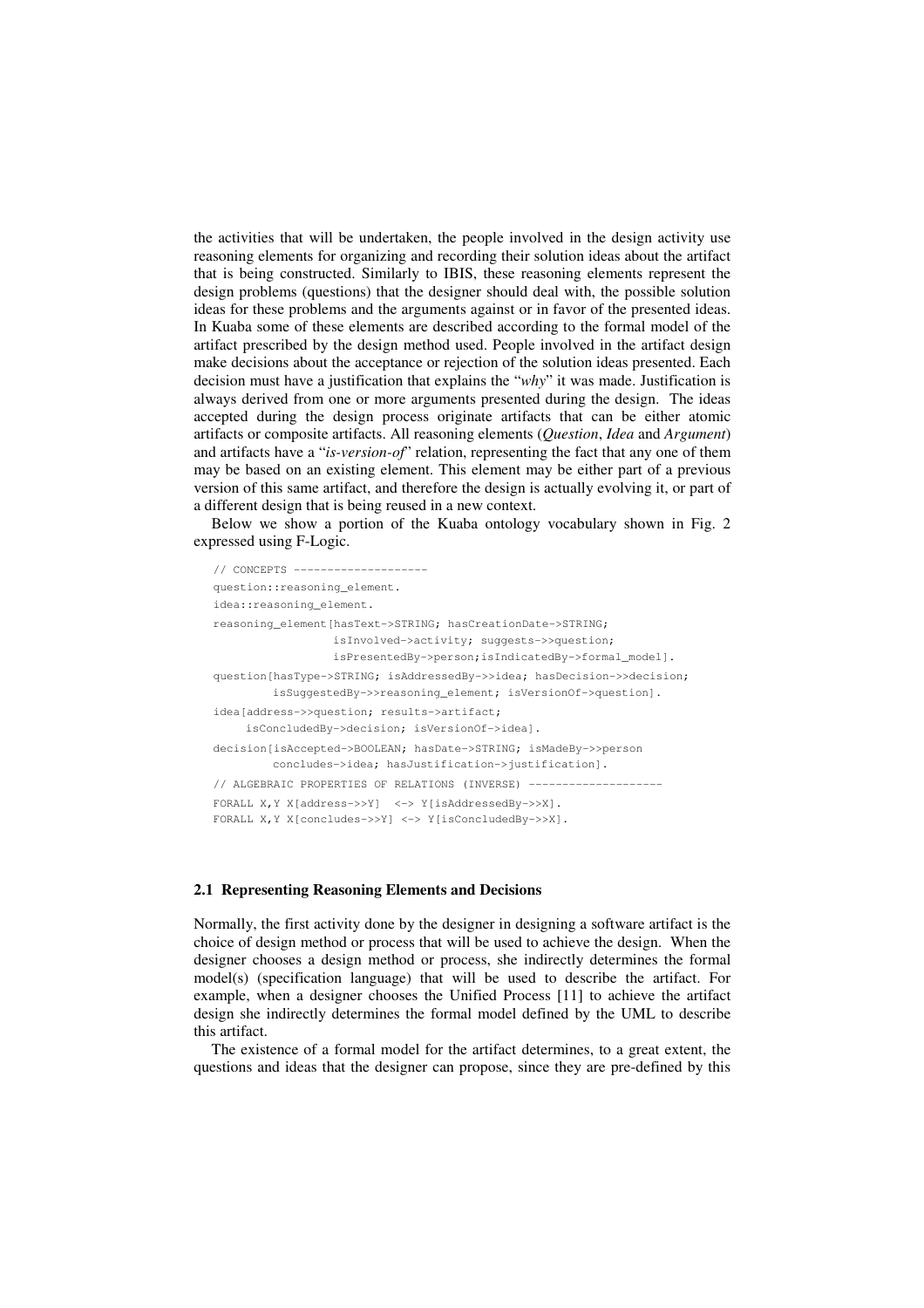the activities that will be undertaken, the people involved in the design activity use reasoning elements for organizing and recording their solution ideas about the artifact that is being constructed. Similarly to IBIS, these reasoning elements represent the design problems (questions) that the designer should deal with, the possible solution ideas for these problems and the arguments against or in favor of the presented ideas. In Kuaba some of these elements are described according to the formal model of the artifact prescribed by the design method used. People involved in the artifact design make decisions about the acceptance or rejection of the solution ideas presented. Each decision must have a justification that explains the "*why*" it was made. Justification is always derived from one or more arguments presented during the design. The ideas accepted during the design process originate artifacts that can be either atomic artifacts or composite artifacts. All reasoning elements (*Question*, *Idea* and *Argument*) and artifacts have a "*is-version-of*" relation, representing the fact that any one of them may be based on an existing element. This element may be either part of a previous version of this same artifact, and therefore the design is actually evolving it, or part of a different design that is being reused in a new context.

Below we show a portion of the Kuaba ontology vocabulary shown in Fig. 2 expressed using F-Logic.

```
// CONCEPTS --------------------
question::reasoning_element.
idea::reasoning_element.
reasoning_element[hasText->STRING; hasCreationDate->STRING;
                  isInvolved->activity; suggests->>question;
                  isPresentedBy->person;isIndicatedBy->formal_model].
question[hasType->STRING; isAddressedBy->>idea; hasDecision->>decision;
         isSuggestedBy->>reasoning_element; isVersionOf->question].
idea[address->>question; results->artifact;
     isConcludedBy->decision; isVersionOf->idea].
decision[isAccepted->BOOLEAN; hasDate->STRING; isMadeBy->>person
         concludes->idea; hasJustification->justification].
// ALGEBRAIC PROPERTIES OF RELATIONS (INVERSE) --------------------
FORALL X,Y X[address->>Y]  <-> Y[isAddressedBy->>X].
FORALL X,Y X[concludes->>Y] <-> Y[isConcludedBy->>X].
```

### 2.1 Representing Reasoning Elements and Decisions

Normally, the first activity done by the designer in designing a software artifact is the choice of design method or process that will be used to achieve the design. When the designer chooses a design method or process, she indirectly determines the formal model(s) (specification language) that will be used to describe the artifact. For example, when a designer chooses the Unified Process [11] to achieve the artifact design she indirectly determines the formal model defined by the UML to describe this artifact.

The existence of a formal model for the artifact determines, to a great extent, the questions and ideas that the designer can propose, since they are pre-defined by this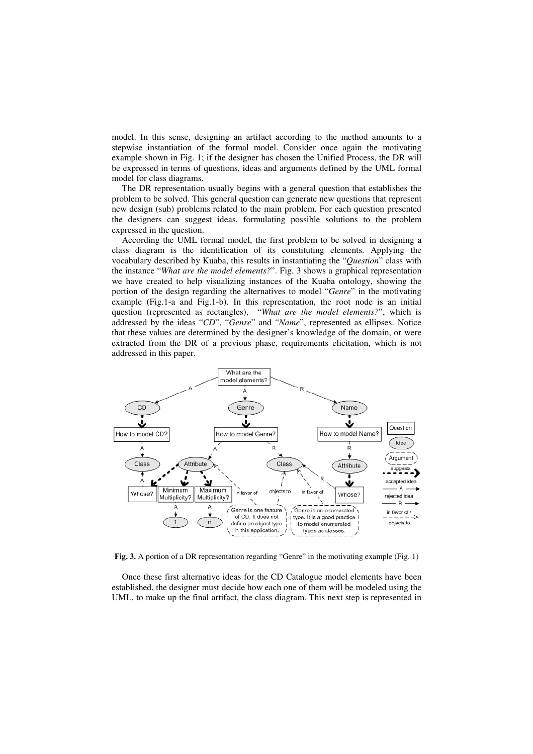model. In this sense, designing an artifact according to the method amounts to a stepwise instantiation of the formal model. Consider once again the motivating example shown in Fig. 1; if the designer has chosen the Unified Process, the DR will be expressed in terms of questions, ideas and arguments defined by the UML formal model for class diagrams.

The DR representation usually begins with a general question that establishes the problem to be solved. This general question can generate new questions that represent new design (sub) problems related to the main problem. For each question presented the designers can suggest ideas, formulating possible solutions to the problem expressed in the question.

According the UML formal model, the first problem to be solved in designing a class diagram is the identification of its constituting elements. Applying the vocabulary described by Kuaba, this results in instantiating the "*Question*" class with the instance "*What are the model elements?*". Fig. 3 shows a graphical representation we have created to help visualizing instances of the Kuaba ontology, showing the portion of the design regarding the alternatives to model "*Genre*" in the motivating example (Fig.1-a and Fig.1-b). In this representation, the root node is an initial question (represented as rectangles), "*What are the model elements?*", which is addressed by the ideas "*CD*", "*Genre*" and "*Name*", represented as ellipses. Notice that these values are determined by the designer's knowledge of the domain, or were extracted from the DR of a previous phase, requirements elicitation, which is not addressed in this paper.

**Fig. 3.** A portion of a DR representation regarding "Genre" in the motivating example (Fig. 1)

Once these first alternative ideas for the CD Catalogue model elements have been established, the designer must decide how each one of them will be modeled using the UML, to make up the final artifact, the class diagram. This next step is represented in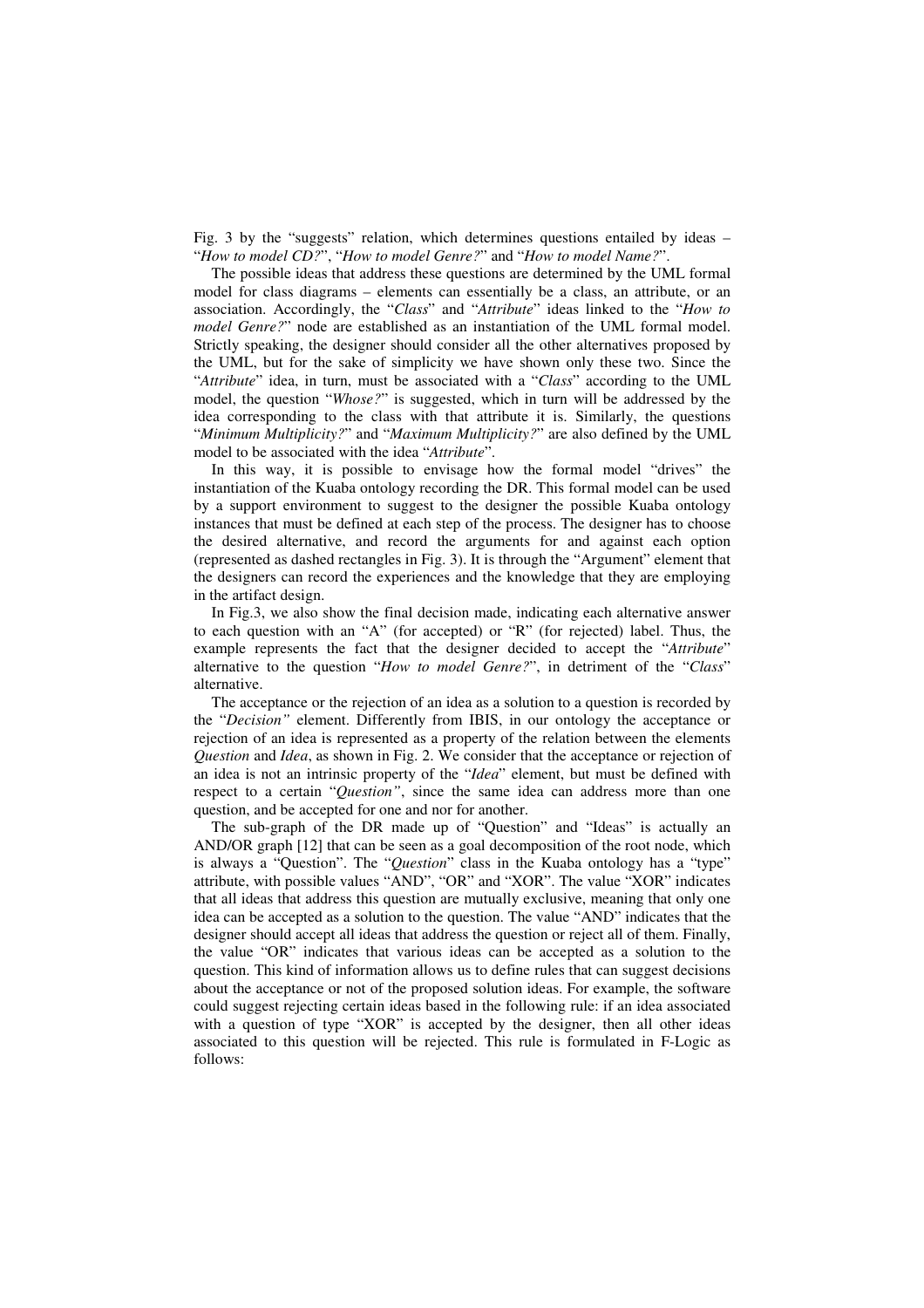Fig. 3 by the "suggests" relation, which determines questions entailed by ideas – "*How to model CD?*", "*How to model Genre?*" and "*How to model Name?*".

The possible ideas that address these questions are determined by the UML formal model for class diagrams – elements can essentially be a class, an attribute, or an association. Accordingly, the "*Class*" and "*Attribute*" ideas linked to the "*How to model Genre?*" node are established as an instantiation of the UML formal model. Strictly speaking, the designer should consider all the other alternatives proposed by the UML, but for the sake of simplicity we have shown only these two. Since the "*Attribute*" idea, in turn, must be associated with a "*Class*" according to the UML model, the question "*Whose?*" is suggested, which in turn will be addressed by the idea corresponding to the class with that attribute it is. Similarly, the questions "*Minimum Multiplicity?*" and "*Maximum Multiplicity?*" are also defined by the UML model to be associated with the idea "*Attribute*".

In this way, it is possible to envisage how the formal model "drives" the instantiation of the Kuaba ontology recording the DR. This formal model can be used by a support environment to suggest to the designer the possible Kuaba ontology instances that must be defined at each step of the process. The designer has to choose the desired alternative, and record the arguments for and against each option (represented as dashed rectangles in Fig. 3). It is through the "Argument" element that the designers can record the experiences and the knowledge that they are employing in the artifact design.

In Fig.3, we also show the final decision made, indicating each alternative answer to each question with an "A" (for accepted) or "R" (for rejected) label. Thus, the example represents the fact that the designer decided to accept the "*Attribute*" alternative to the question "*How to model Genre?*", in detriment of the "*Class*" alternative.

The acceptance or the rejection of an idea as a solution to a question is recorded by the "*Decision"* element. Differently from IBIS, in our ontology the acceptance or rejection of an idea is represented as a property of the relation between the elements *Question* and *Idea*, as shown in Fig. 2. We consider that the acceptance or rejection of an idea is not an intrinsic property of the "*Idea*" element, but must be defined with respect to a certain "*Question"*, since the same idea can address more than one question, and be accepted for one and nor for another.

The sub-graph of the DR made up of "Question" and "Ideas" is actually an AND/OR graph [12] that can be seen as a goal decomposition of the root node, which is always a "Question". The "*Question*" class in the Kuaba ontology has a "type" attribute, with possible values "AND", "OR" and "XOR". The value "XOR" indicates that all ideas that address this question are mutually exclusive, meaning that only one idea can be accepted as a solution to the question. The value "AND" indicates that the designer should accept all ideas that address the question or reject all of them. Finally, the value "OR" indicates that various ideas can be accepted as a solution to the question. This kind of information allows us to define rules that can suggest decisions about the acceptance or not of the proposed solution ideas. For example, the software could suggest rejecting certain ideas based in the following rule: if an idea associated with a question of type "XOR" is accepted by the designer, then all other ideas associated to this question will be rejected. This rule is formulated in F-Logic as follows: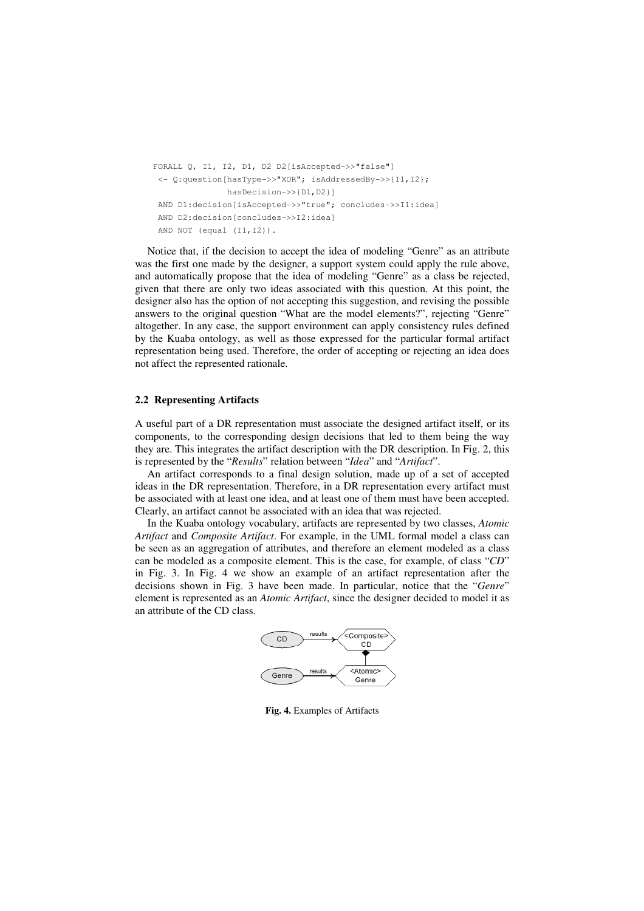```
FORALL Q, I1, I2, D1, D2 D2[isAccepted->>"false"]
 <- Q:question[hasType->>"XOR"; isAddressedBy->>{I1,I2};
               hasDecision->>{D1,D2}]
 AND D1:decision[isAccepted->>"true"; concludes->>I1:idea]
 AND D2:decision[concludes->>I2:idea]
 AND NOT (equal (I1,I2)).
```

Notice that, if the decision to accept the idea of modeling "Genre" as an attribute was the first one made by the designer, a support system could apply the rule above, and automatically propose that the idea of modeling "Genre" as a class be rejected, given that there are only two ideas associated with this question. At this point, the designer also has the option of not accepting this suggestion, and revising the possible answers to the original question "What are the model elements?", rejecting "Genre" altogether. In any case, the support environment can apply consistency rules defined by the Kuaba ontology, as well as those expressed for the particular formal artifact representation being used. Therefore, the order of accepting or rejecting an idea does not affect the represented rationale.

### 2.2 Representing Artifacts

A useful part of a DR representation must associate the designed artifact itself, or its components, to the corresponding design decisions that led to them being the way they are. This integrates the artifact description with the DR description. In Fig. 2, this is represented by the "*Results*" relation between "*Idea*" and "*Artifact*".

An artifact corresponds to a final design solution, made up of a set of accepted ideas in the DR representation. Therefore, in a DR representation every artifact must be associated with at least one idea, and at least one of them must have been accepted. Clearly, an artifact cannot be associated with an idea that was rejected.

In the Kuaba ontology vocabulary, artifacts are represented by two classes, *Atomic Artifact* and *Composite Artifact*. For example, in the UML formal model a class can be seen as an aggregation of attributes, and therefore an element modeled as a class can be modeled as a composite element. This is the case, for example, of class "*CD*" in Fig. 3. In Fig. 4 we show an example of an artifact representation after the decisions shown in Fig. 3 have been made. In particular, notice that the "*Genre*" element is represented as an *Atomic Artifact*, since the designer decided to model it as an attribute of the CD class.

**Fig. 4.** Examples of Artifacts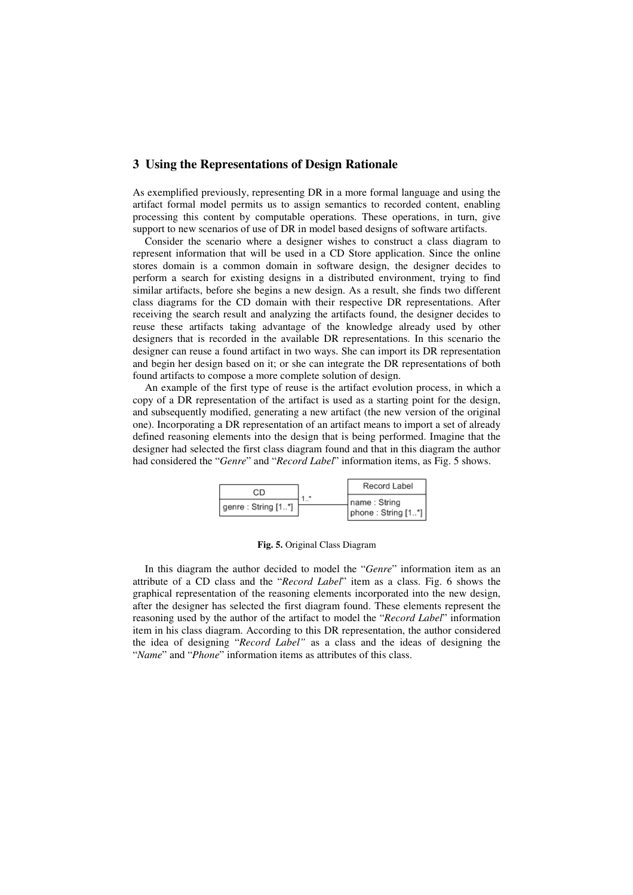## 3 Using the Representations of Design Rationale

As exemplified previously, representing DR in a more formal language and using the artifact formal model permits us to assign semantics to recorded content, enabling processing this content by computable operations. These operations, in turn, give support to new scenarios of use of DR in model based designs of software artifacts.

Consider the scenario where a designer wishes to construct a class diagram to represent information that will be used in a CD Store application. Since the online stores domain is a common domain in software design, the designer decides to perform a search for existing designs in a distributed environment, trying to find similar artifacts, before she begins a new design. As a result, she finds two different class diagrams for the CD domain with their respective DR representations. After receiving the search result and analyzing the artifacts found, the designer decides to reuse these artifacts taking advantage of the knowledge already used by other designers that is recorded in the available DR representations. In this scenario the designer can reuse a found artifact in two ways. She can import its DR representation and begin her design based on it; or she can integrate the DR representations of both found artifacts to compose a more complete solution of design.

An example of the first type of reuse is the artifact evolution process, in which a copy of a DR representation of the artifact is used as a starting point for the design, and subsequently modified, generating a new artifact (the new version of the original one). Incorporating a DR representation of an artifact means to import a set of already defined reasoning elements into the design that is being performed. Imagine that the designer had selected the first class diagram found and that in this diagram the author had considered the "*Genre*" and "*Record Label*" information items, as Fig. 5 shows.

CD
genre : String [1..*]
1..*
Record Label
name : String
phone : String [1..*]

**Fig. 5.** Original Class Diagram

In this diagram the author decided to model the "*Genre*" information item as an attribute of a CD class and the "*Record Label*" item as a class. Fig. 6 shows the graphical representation of the reasoning elements incorporated into the new design, after the designer has selected the first diagram found. These elements represent the reasoning used by the author of the artifact to model the "*Record Label*" information item in his class diagram. According to this DR representation, the author considered the idea of designing "*Record Label"* as a class and the ideas of designing the "*Name*" and "*Phone*" information items as attributes of this class.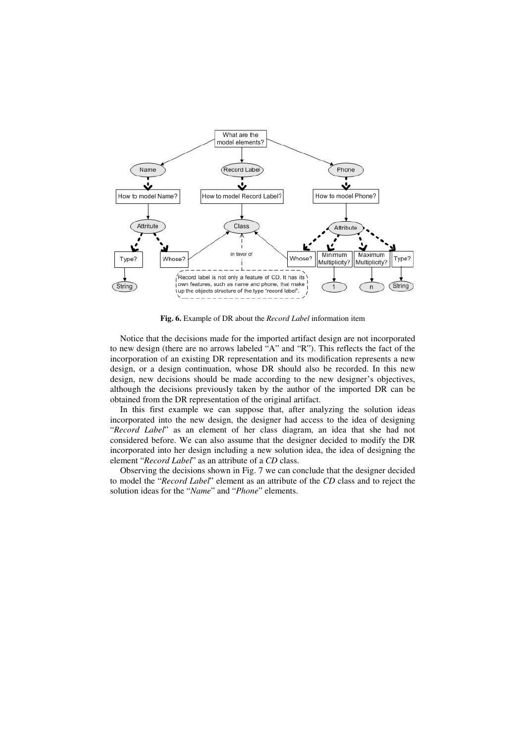**Fig. 6.** Example of DR about the *Record Label* information item

Notice that the decisions made for the imported artifact design are not incorporated to new design (there are no arrows labeled “A” and “R”). This reflects the fact of the incorporation of an existing DR representation and its modification represents a new design, or a design continuation, whose DR should also be recorded. In this new design, new decisions should be made according to the new designer’s objectives, although the decisions previously taken by the author of the imported DR can be obtained from the DR representation of the original artifact.

In this first example we can suppose that, after analyzing the solution ideas incorporated into the new design, the designer had access to the idea of designing “*Record Label*” as an element of her class diagram, an idea that she had not considered before. We can also assume that the designer decided to modify the DR incorporated into her design including a new solution idea, the idea of designing the element “*Record Label*” as an attribute of a *CD* class.

Observing the decisions shown in Fig. 7 we can conclude that the designer decided to model the “*Record Label*” element as an attribute of the *CD* class and to reject the solution ideas for the “*Name*” and “*Phone*” elements.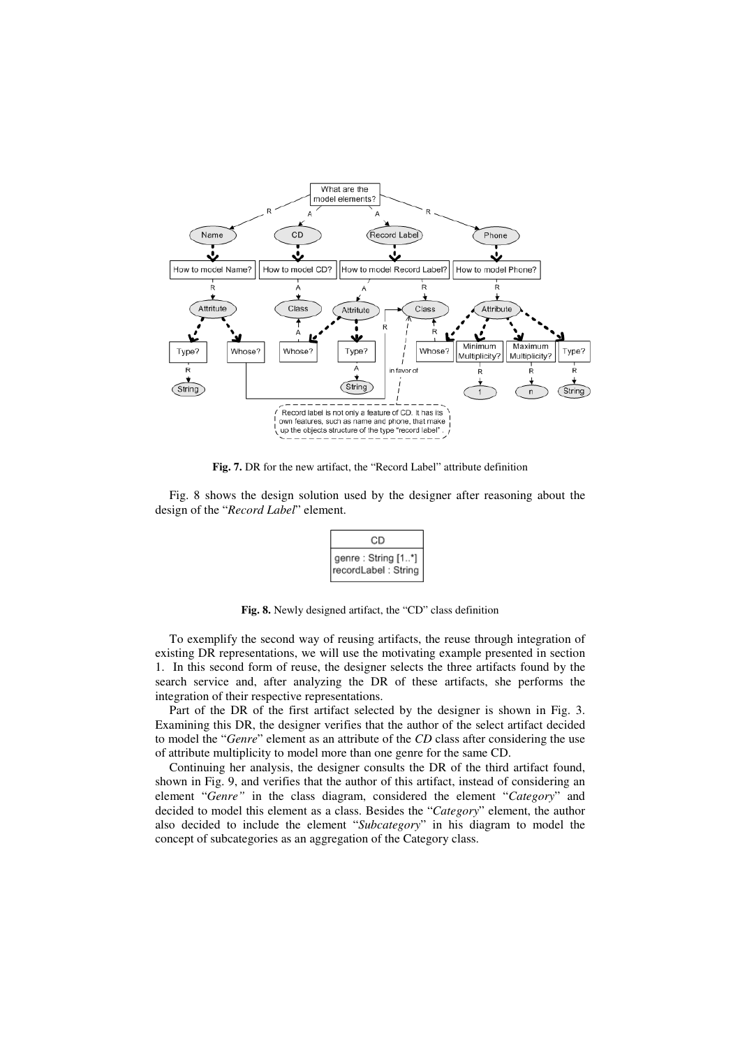Fig. 7. DR for the new artifact, the "Record Label" attribute definition

Fig. 8 shows the design solution used by the designer after reasoning about the design of the "*Record Label*" element.

| CD |
| --- |
| genre : String [1..*]<br>recordLabel : String |

Fig. 8. Newly designed artifact, the "CD" class definition

To exemplify the second way of reusing artifacts, the reuse through integration of existing DR representations, we will use the motivating example presented in section 1. In this second form of reuse, the designer selects the three artifacts found by the search service and, after analyzing the DR of these artifacts, she performs the integration of their respective representations.

Part of the DR of the first artifact selected by the designer is shown in Fig. 3. Examining this DR, the designer verifies that the author of the select artifact decided to model the "*Genre*" element as an attribute of the *CD* class after considering the use of attribute multiplicity to model more than one genre for the same CD.

Continuing her analysis, the designer consults the DR of the third artifact found, shown in Fig. 9, and verifies that the author of this artifact, instead of considering an element "*Genre*" in the class diagram, considered the element "*Category*" and decided to model this element as a class. Besides the "*Category*" element, the author also decided to include the element "*Subcategory*" in his diagram to model the concept of subcategories as an aggregation of the Category class.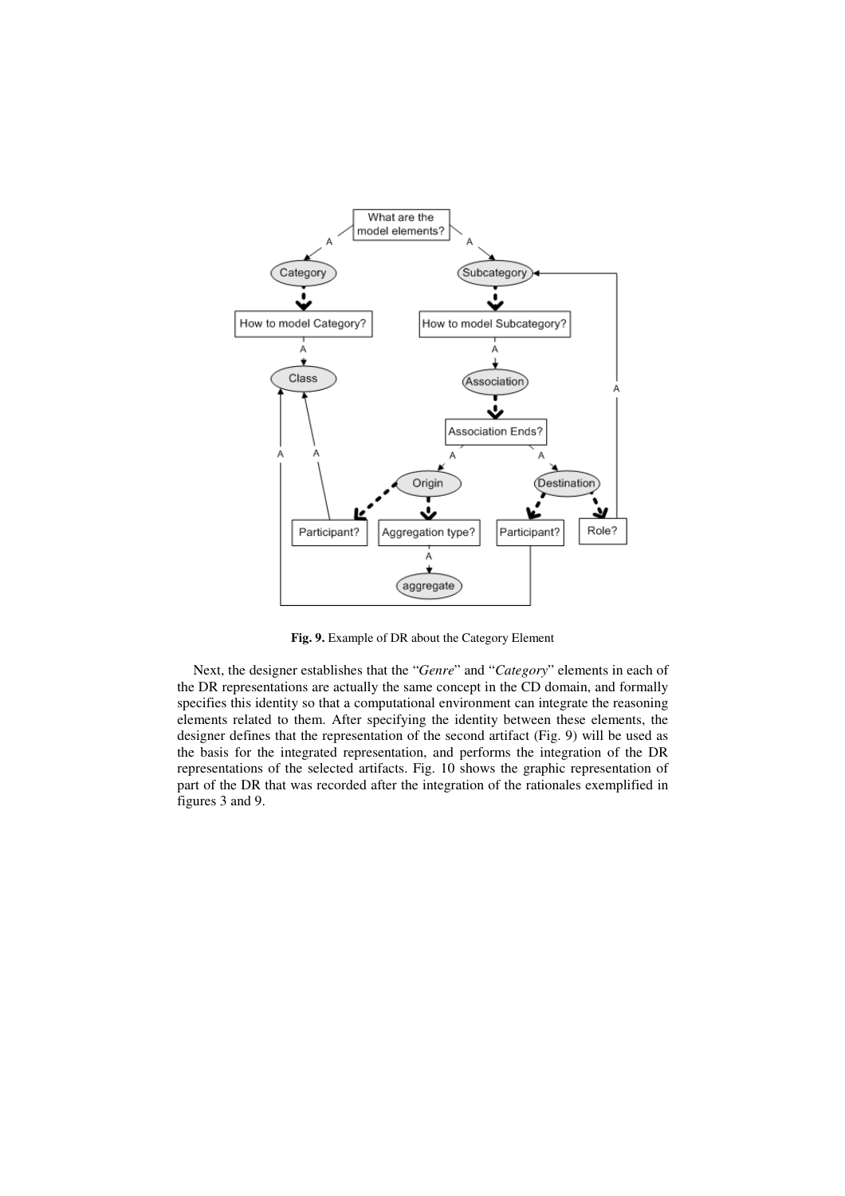**Fig. 9.** Example of DR about the Category Element

Next, the designer establishes that the "*Genre*" and "*Category*" elements in each of the DR representations are actually the same concept in the CD domain, and formally specifies this identity so that a computational environment can integrate the reasoning elements related to them. After specifying the identity between these elements, the designer defines that the representation of the second artifact (Fig. 9) will be used as the basis for the integrated representation, and performs the integration of the DR representations of the selected artifacts. Fig. 10 shows the graphic representation of part of the DR that was recorded after the integration of the rationales exemplified in figures 3 and 9.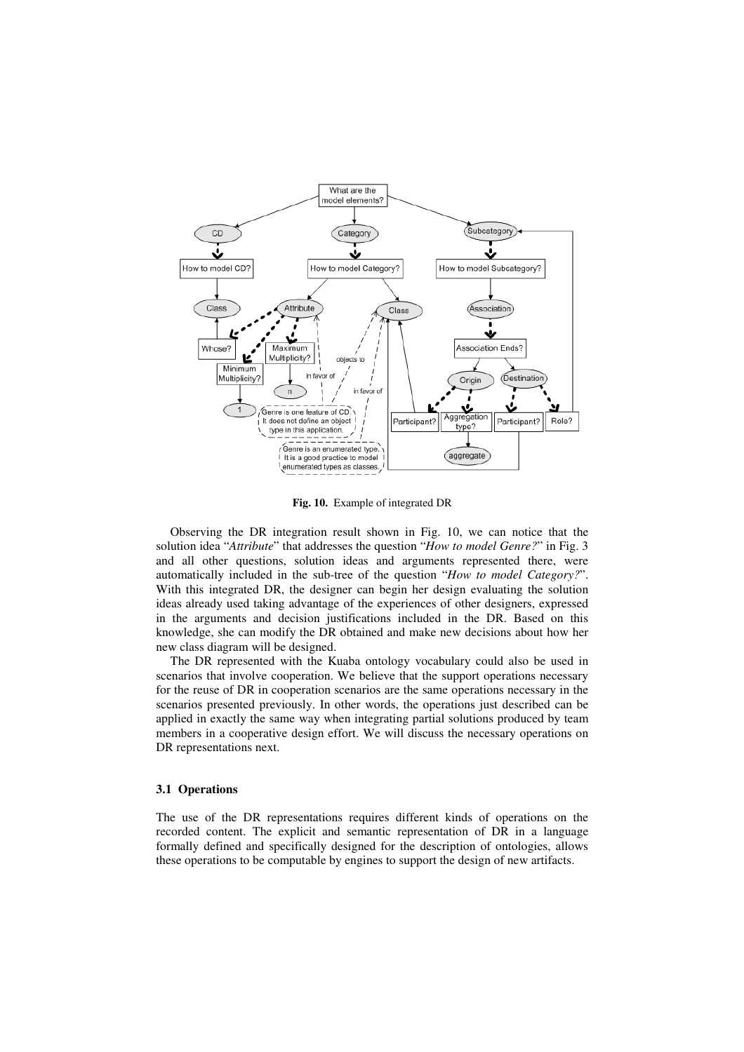**Fig. 10.** Example of integrated DR

Observing the DR integration result shown in Fig. 10, we can notice that the solution idea "*Attribute*" that addresses the question "*How to model Genre?*" in Fig. 3 and all other questions, solution ideas and arguments represented there, were automatically included in the sub-tree of the question "*How to model Category?*". With this integrated DR, the designer can begin her design evaluating the solution ideas already used taking advantage of the experiences of other designers, expressed in the arguments and decision justifications included in the DR. Based on this knowledge, she can modify the DR obtained and make new decisions about how her new class diagram will be designed.

The DR represented with the Kuaba ontology vocabulary could also be used in scenarios that involve cooperation. We believe that the support operations necessary for the reuse of DR in cooperation scenarios are the same operations necessary in the scenarios presented previously. In other words, the operations just described can be applied in exactly the same way when integrating partial solutions produced by team members in a cooperative design effort. We will discuss the necessary operations on DR representations next.

### 3.1 Operations

The use of the DR representations requires different kinds of operations on the recorded content. The explicit and semantic representation of DR in a language formally defined and specifically designed for the description of ontologies, allows these operations to be computable by engines to support the design of new artifacts.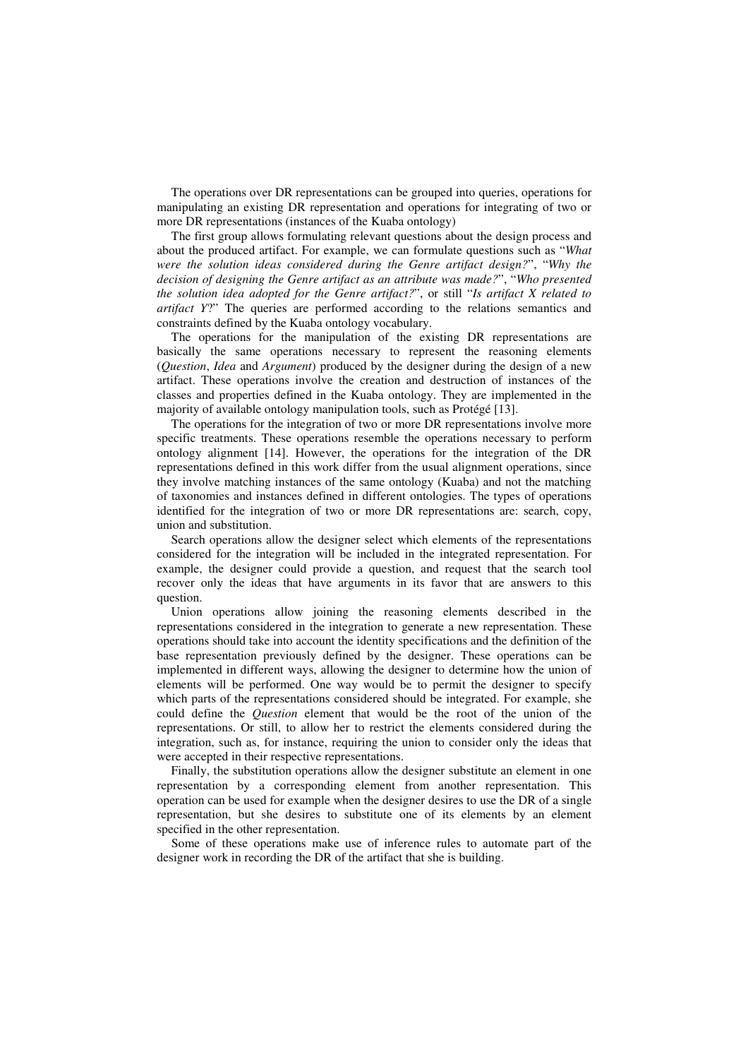The operations over DR representations can be grouped into queries, operations for manipulating an existing DR representation and operations for integrating of two or more DR representations (instances of the Kuaba ontology)

The first group allows formulating relevant questions about the design process and about the produced artifact. For example, we can formulate questions such as "*What were the solution ideas considered during the Genre artifact design?*", "*Why the decision of designing the Genre artifact as an attribute was made?*", "*Who presented the solution idea adopted for the Genre artifact?*", or still "*Is artifact X related to artifact Y*?" The queries are performed according to the relations semantics and constraints defined by the Kuaba ontology vocabulary.

The operations for the manipulation of the existing DR representations are basically the same operations necessary to represent the reasoning elements (*Question*, *Idea* and *Argument*) produced by the designer during the design of a new artifact. These operations involve the creation and destruction of instances of the classes and properties defined in the Kuaba ontology. They are implemented in the majority of available ontology manipulation tools, such as Protégé [13].

The operations for the integration of two or more DR representations involve more specific treatments. These operations resemble the operations necessary to perform ontology alignment [14]. However, the operations for the integration of the DR representations defined in this work differ from the usual alignment operations, since they involve matching instances of the same ontology (Kuaba) and not the matching of taxonomies and instances defined in different ontologies. The types of operations identified for the integration of two or more DR representations are: search, copy, union and substitution.

Search operations allow the designer select which elements of the representations considered for the integration will be included in the integrated representation. For example, the designer could provide a question, and request that the search tool recover only the ideas that have arguments in its favor that are answers to this question.

Union operations allow joining the reasoning elements described in the representations considered in the integration to generate a new representation. These operations should take into account the identity specifications and the definition of the base representation previously defined by the designer. These operations can be implemented in different ways, allowing the designer to determine how the union of elements will be performed. One way would be to permit the designer to specify which parts of the representations considered should be integrated. For example, she could define the *Question* element that would be the root of the union of the representations. Or still, to allow her to restrict the elements considered during the integration, such as, for instance, requiring the union to consider only the ideas that were accepted in their respective representations.

Finally, the substitution operations allow the designer substitute an element in one representation by a corresponding element from another representation. This operation can be used for example when the designer desires to use the DR of a single representation, but she desires to substitute one of its elements by an element specified in the other representation.

Some of these operations make use of inference rules to automate part of the designer work in recording the DR of the artifact that she is building.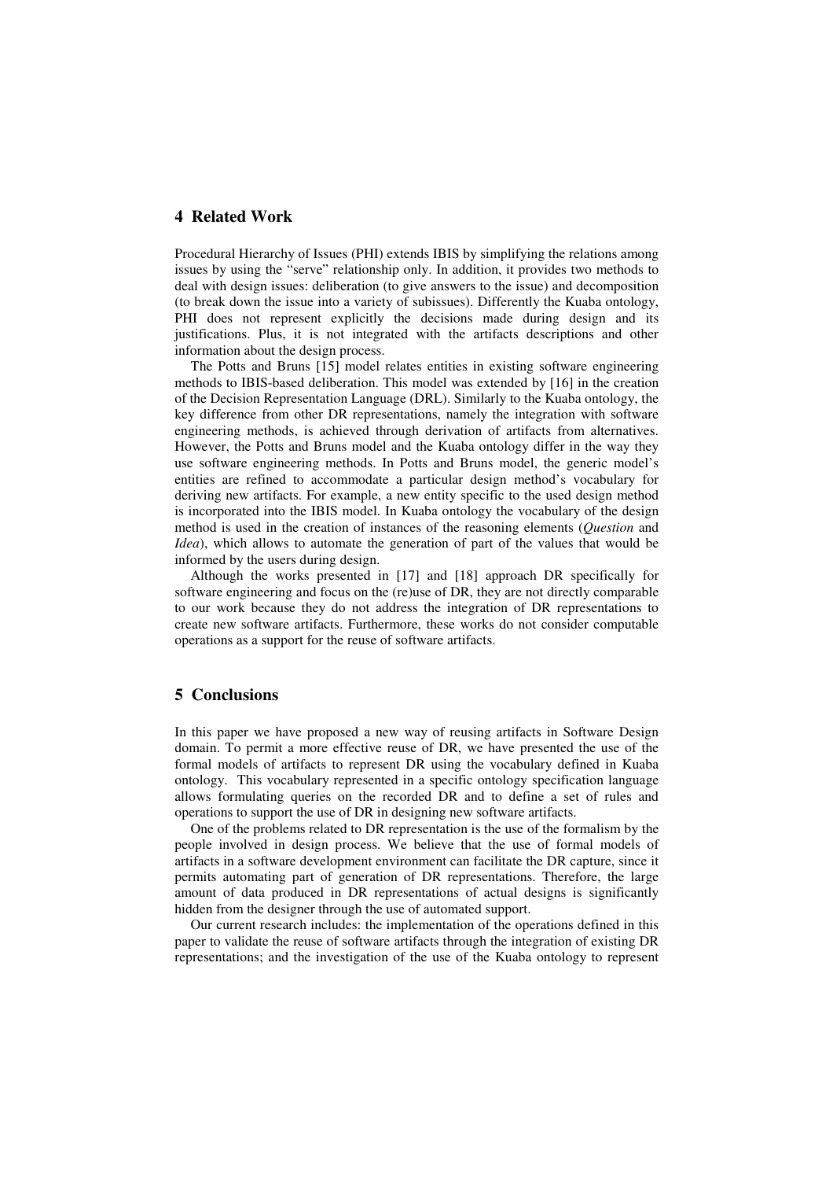## 4 Related Work

Procedural Hierarchy of Issues (PHI) extends IBIS by simplifying the relations among issues by using the "serve" relationship only. In addition, it provides two methods to deal with design issues: deliberation (to give answers to the issue) and decomposition (to break down the issue into a variety of subissues). Differently the Kuaba ontology, PHI does not represent explicitly the decisions made during design and its justifications. Plus, it is not integrated with the artifacts descriptions and other information about the design process.

The Potts and Bruns [15] model relates entities in existing software engineering methods to IBIS-based deliberation. This model was extended by [16] in the creation of the Decision Representation Language (DRL). Similarly to the Kuaba ontology, the key difference from other DR representations, namely the integration with software engineering methods, is achieved through derivation of artifacts from alternatives. However, the Potts and Bruns model and the Kuaba ontology differ in the way they use software engineering methods. In Potts and Bruns model, the generic model's entities are refined to accommodate a particular design method's vocabulary for deriving new artifacts. For example, a new entity specific to the used design method is incorporated into the IBIS model. In Kuaba ontology the vocabulary of the design method is used in the creation of instances of the reasoning elements (*Question* and *Idea*), which allows to automate the generation of part of the values that would be informed by the users during design.

Although the works presented in [17] and [18] approach DR specifically for software engineering and focus on the (re)use of DR, they are not directly comparable to our work because they do not address the integration of DR representations to create new software artifacts. Furthermore, these works do not consider computable operations as a support for the reuse of software artifacts.

## 5 Conclusions

In this paper we have proposed a new way of reusing artifacts in Software Design domain. To permit a more effective reuse of DR, we have presented the use of the formal models of artifacts to represent DR using the vocabulary defined in Kuaba ontology. This vocabulary represented in a specific ontology specification language allows formulating queries on the recorded DR and to define a set of rules and operations to support the use of DR in designing new software artifacts.

One of the problems related to DR representation is the use of the formalism by the people involved in design process. We believe that the use of formal models of artifacts in a software development environment can facilitate the DR capture, since it permits automating part of generation of DR representations. Therefore, the large amount of data produced in DR representations of actual designs is significantly hidden from the designer through the use of automated support.

Our current research includes: the implementation of the operations defined in this paper to validate the reuse of software artifacts through the integration of existing DR representations; and the investigation of the use of the Kuaba ontology to represent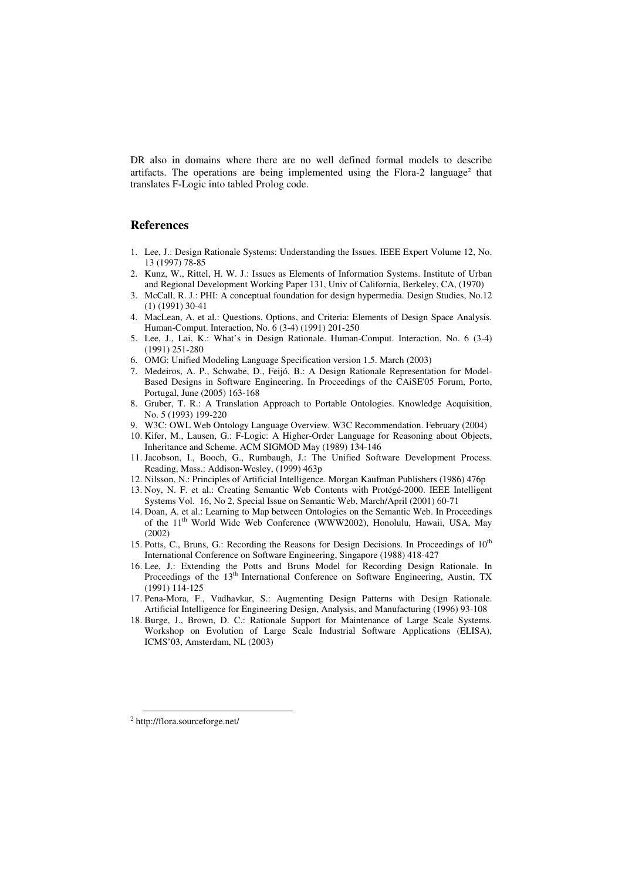DR also in domains where there are no well defined formal models to describe artifacts. The operations are being implemented using the Flora-2 language[2] that translates F-Logic into tabled Prolog code.

## References

1. Lee, J.: Design Rationale Systems: Understanding the Issues. IEEE Expert Volume 12, No. 13 (1997) 78-85
2. Kunz, W., Rittel, H. W. J.: Issues as Elements of Information Systems. Institute of Urban and Regional Development Working Paper 131, Univ of California, Berkeley, CA, (1970)
3. McCall, R. J.: PHI: A conceptual foundation for design hypermedia. Design Studies, No.12 (1) (1991) 30-41
4. MacLean, A. et al.: Questions, Options, and Criteria: Elements of Design Space Analysis. Human-Comput. Interaction, No. 6 (3-4) (1991) 201-250
5. Lee, J., Lai, K.: What's in Design Rationale. Human-Comput. Interaction, No. 6 (3-4) (1991) 251-280
6. OMG: Unified Modeling Language Specification version 1.5. March (2003)
7. Medeiros, A. P., Schwabe, D., Feijó, B.: A Design Rationale Representation for Model-Based Designs in Software Engineering. In Proceedings of the CAiSE'05 Forum, Porto, Portugal, June (2005) 163-168
8. Gruber, T. R.: A Translation Approach to Portable Ontologies. Knowledge Acquisition, No. 5 (1993) 199-220
9. W3C: OWL Web Ontology Language Overview. W3C Recommendation. February (2004)
10. Kifer, M., Lausen, G.: F-Logic: A Higher-Order Language for Reasoning about Objects, Inheritance and Scheme. ACM SIGMOD May (1989) 134-146
11. Jacobson, I., Booch, G., Rumbaugh, J.: The Unified Software Development Process. Reading, Mass.: Addison-Wesley, (1999) 463p
12. Nilsson, N.: Principles of Artificial Intelligence. Morgan Kaufman Publishers (1986) 476p
13. Noy, N. F. et al.: Creating Semantic Web Contents with Protégé-2000. IEEE Intelligent Systems Vol. 16, No 2, Special Issue on Semantic Web, March/April (2001) 60-71
14. Doan, A. et al.: Learning to Map between Ontologies on the Semantic Web. In Proceedings of the 11th World Wide Web Conference (WWW2002), Honolulu, Hawaii, USA, May (2002)
15. Potts, C., Bruns, G.: Recording the Reasons for Design Decisions. In Proceedings of 10th International Conference on Software Engineering, Singapore (1988) 418-427
16. Lee, J.: Extending the Potts and Bruns Model for Recording Design Rationale. In Proceedings of the 13th International Conference on Software Engineering, Austin, TX (1991) 114-125
17. Pena-Mora, F., Vadhavkar, S.: Augmenting Design Patterns with Design Rationale. Artificial Intelligence for Engineering Design, Analysis, and Manufacturing (1996) 93-108
18. Burge, J., Brown, D. C.: Rationale Support for Maintenance of Large Scale Systems. Workshop on Evolution of Large Scale Industrial Software Applications (ELISA), ICMS'03, Amsterdam, NL (2003)

---

[2] http://flora.sourceforge.net/